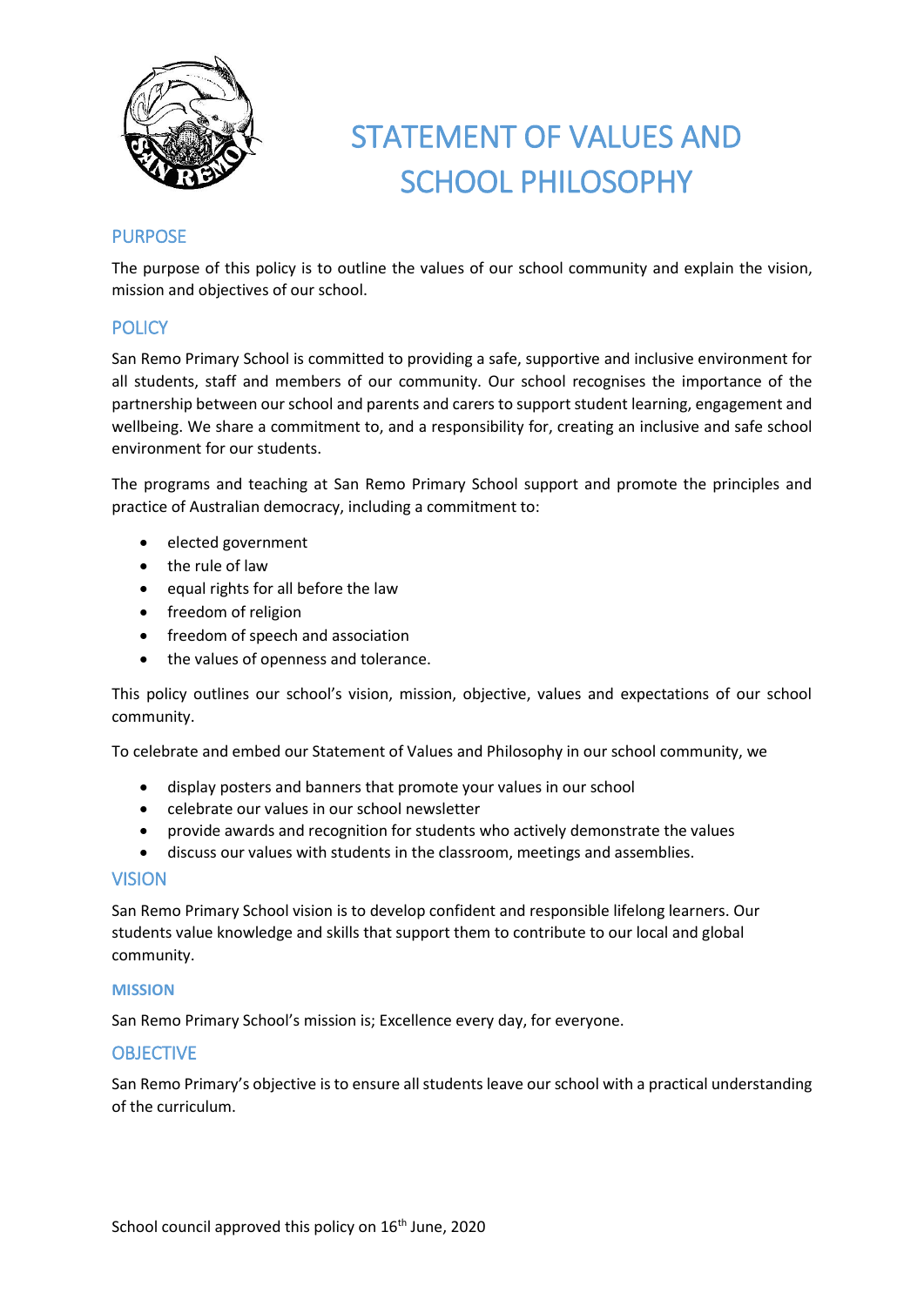# STATEMENT OF VALUES AND SCHOOL PHILOSOPHY

## PURPOSE

The purpose of this policy is to outline the values of our school community and explain the vision, mission and objectives of our school.

## POLICY

San Remo Primary School is committed to providing a safe, supportive and inclusive environment for all students, staff and members of our community. Our school recognises the importance of the partnership between our school and parents and carers to support student learning, engagement and wellbeing. We share a commitment to, and a responsibility for, creating an inclusive and safe school environment for our students.

The programs and teaching at San Remo Primary School support and promote the principles and practice of Australian democracy, including a commitment to:

- elected government
- the rule of law
- equal rights for all before the law
- freedom of religion
- freedom of speech and association
- the values of openness and tolerance.

This policy outlines our school's vision, mission, objective, values and expectations of our school community.

To celebrate and embed our Statement of Values and Philosophy in our school community, we

- display posters and banners that promote your values in our school
- celebrate our values in our school newsletter
- provide awards and recognition for students who actively demonstrate the values
- discuss our values with students in the classroom, meetings and assemblies.

## VISION

San Remo Primary School vision is to develop confident and responsible lifelong learners. Our students value knowledge and skills that support them to contribute to our local and global community.

### MISSION

San Remo Primary School's mission is; Excellence every day, for everyone.

## OBJECTIVE

San Remo Primary's objective is to ensure all students leave our school with a practical understanding of the curriculum.

School council approved this policy on 16th June, 2020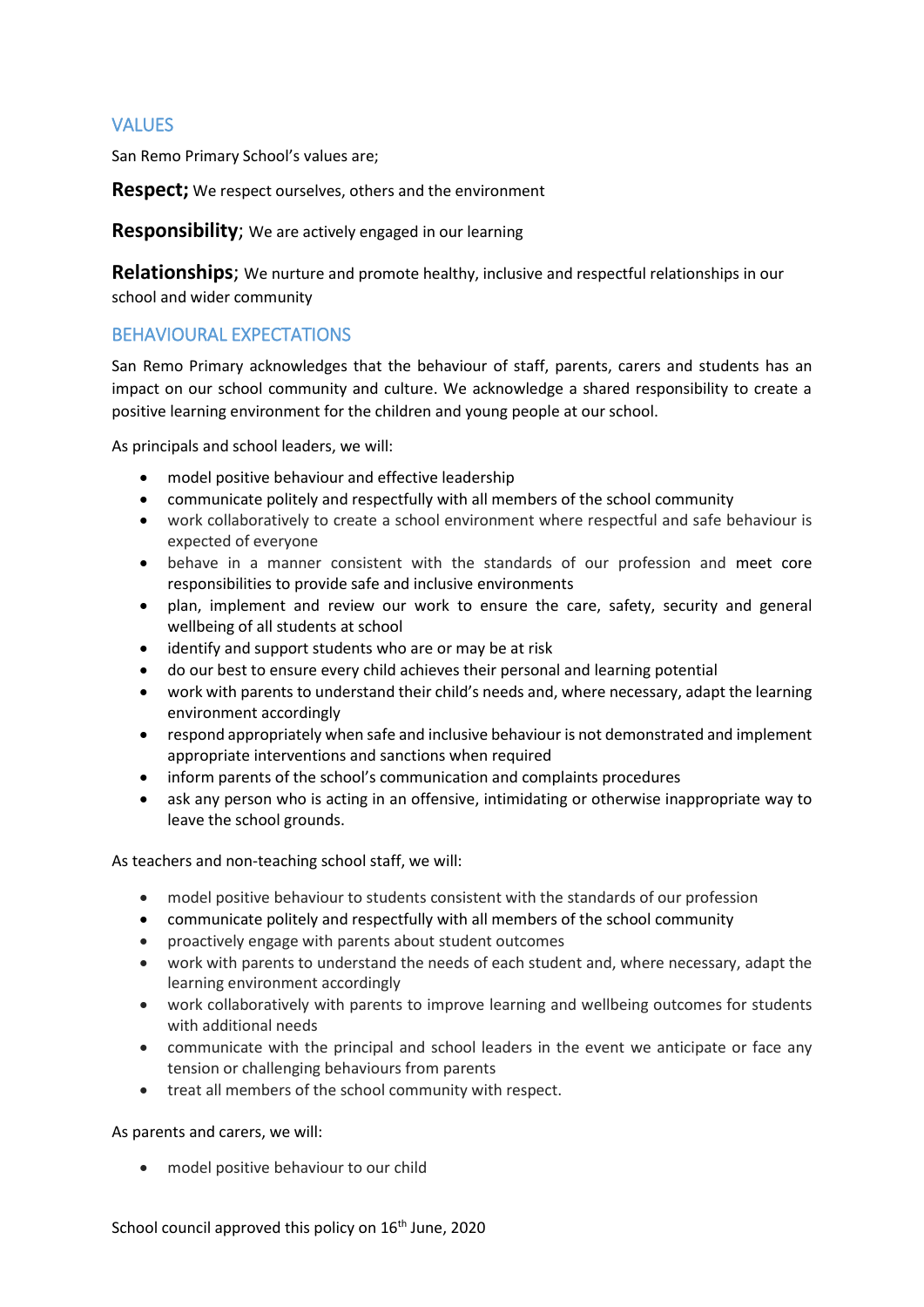## VALUES

San Remo Primary School's values are;

**Respect;** We respect ourselves, others and the environment

**Responsibility**; We are actively engaged in our learning

**Relationships**; We nurture and promote healthy, inclusive and respectful relationships in our school and wider community

## BEHAVIOURAL EXPECTATIONS

San Remo Primary acknowledges that the behaviour of staff, parents, carers and students has an impact on our school community and culture. We acknowledge a shared responsibility to create a positive learning environment for the children and young people at our school.

As principals and school leaders, we will:

- model positive behaviour and effective leadership
- communicate politely and respectfully with all members of the school community
- work collaboratively to create a school environment where respectful and safe behaviour is expected of everyone
- behave in a manner consistent with the standards of our profession and meet core responsibilities to provide safe and inclusive environments
- plan, implement and review our work to ensure the care, safety, security and general wellbeing of all students at school
- identify and support students who are or may be at risk
- do our best to ensure every child achieves their personal and learning potential
- work with parents to understand their child's needs and, where necessary, adapt the learning environment accordingly
- respond appropriately when safe and inclusive behaviour is not demonstrated and implement appropriate interventions and sanctions when required
- inform parents of the school's communication and complaints procedures
- ask any person who is acting in an offensive, intimidating or otherwise inappropriate way to leave the school grounds.

As teachers and non-teaching school staff, we will:

- model positive behaviour to students consistent with the standards of our profession
- communicate politely and respectfully with all members of the school community
- proactively engage with parents about student outcomes
- work with parents to understand the needs of each student and, where necessary, adapt the learning environment accordingly
- work collaboratively with parents to improve learning and wellbeing outcomes for students with additional needs
- communicate with the principal and school leaders in the event we anticipate or face any tension or challenging behaviours from parents
- treat all members of the school community with respect.

As parents and carers, we will:

- model positive behaviour to our child

School council approved this policy on 16th June, 2020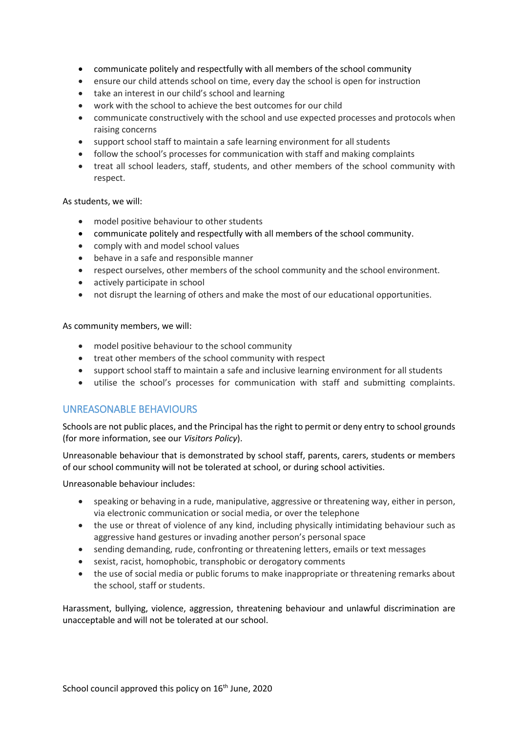- communicate politely and respectfully with all members of the school community
- ensure our child attends school on time, every day the school is open for instruction
- take an interest in our child's school and learning
- work with the school to achieve the best outcomes for our child
- communicate constructively with the school and use expected processes and protocols when raising concerns
- support school staff to maintain a safe learning environment for all students
- follow the school's processes for communication with staff and making complaints
- treat all school leaders, staff, students, and other members of the school community with respect.

As students, we will:

- model positive behaviour to other students
- communicate politely and respectfully with all members of the school community.
- comply with and model school values
- behave in a safe and responsible manner
- respect ourselves, other members of the school community and the school environment.
- actively participate in school
- not disrupt the learning of others and make the most of our educational opportunities.

As community members, we will:

- model positive behaviour to the school community
- treat other members of the school community with respect
- support school staff to maintain a safe and inclusive learning environment for all students
- utilise the school's processes for communication with staff and submitting complaints.

## UNREASONABLE BEHAVIOURS

Schools are not public places, and the Principal has the right to permit or deny entry to school grounds (for more information, see our *Visitors Policy*).

Unreasonable behaviour that is demonstrated by school staff, parents, carers, students or members of our school community will not be tolerated at school, or during school activities.

Unreasonable behaviour includes:

- speaking or behaving in a rude, manipulative, aggressive or threatening way, either in person, via electronic communication or social media, or over the telephone
- the use or threat of violence of any kind, including physically intimidating behaviour such as aggressive hand gestures or invading another person's personal space
- sending demanding, rude, confronting or threatening letters, emails or text messages
- sexist, racist, homophobic, transphobic or derogatory comments
- the use of social media or public forums to make inappropriate or threatening remarks about the school, staff or students.

Harassment, bullying, violence, aggression, threatening behaviour and unlawful discrimination are unacceptable and will not be tolerated at our school.

School council approved this policy on 16th June, 2020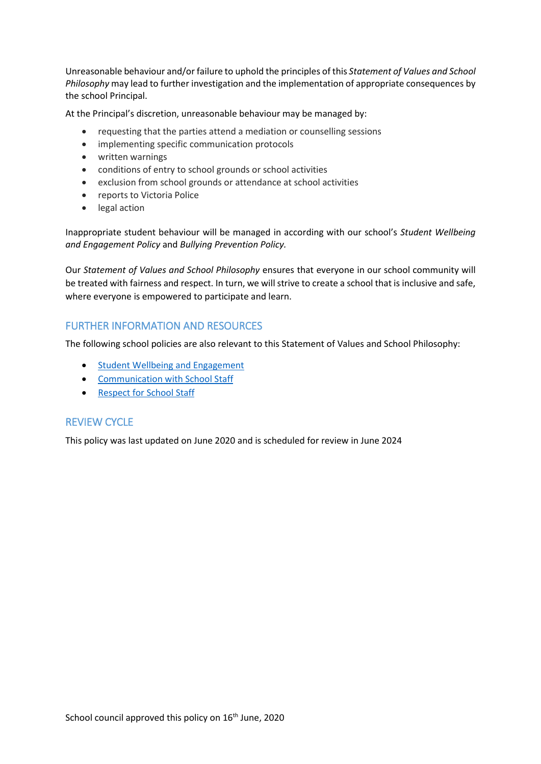Unreasonable behaviour and/or failure to uphold the principles of this *Statement of Values and School Philosophy* may lead to further investigation and the implementation of appropriate consequences by the school Principal.

At the Principal's discretion, unreasonable behaviour may be managed by:

- requesting that the parties attend a mediation or counselling sessions
- implementing specific communication protocols
- written warnings
- conditions of entry to school grounds or school activities
- exclusion from school grounds or attendance at school activities
- reports to Victoria Police
- legal action

Inappropriate student behaviour will be managed in according with our school's *Student Wellbeing and Engagement Policy* and *Bullying Prevention Policy.*

Our *Statement of Values and School Philosophy* ensures that everyone in our school community will be treated with fairness and respect. In turn, we will strive to create a school that is inclusive and safe, where everyone is empowered to participate and learn.

## FURTHER INFORMATION AND RESOURCES

The following school policies are also relevant to this Statement of Values and School Philosophy:

- Student Wellbeing and Engagement
- Communication with School Staff
- Respect for School Staff

## REVIEW CYCLE

This policy was last updated on June 2020 and is scheduled for review in June 2024

School council approved this policy on 16th June, 2020